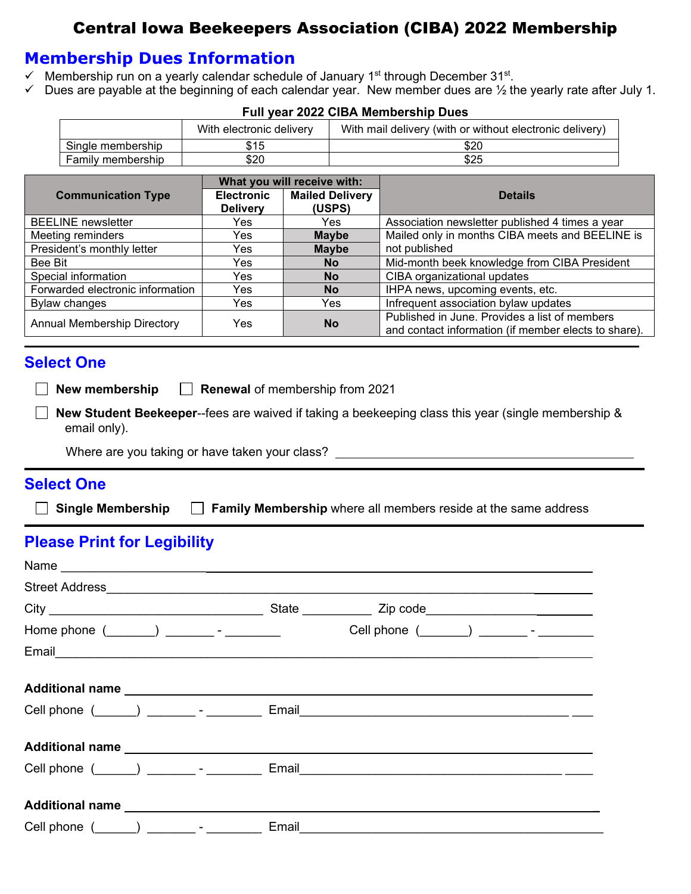# Central Iowa Beekeepers Association (CIBA) 2022 Membership

## Membership Dues Information

- ✓ Membership run on a yearly calendar schedule of January 1st through December 31st.
- ✓ Dues are payable at the beginning of each calendar year. New member dues are ½ the yearly rate after July 1.

**Full year 2022 CIBA Membership Dues**

| | With electronic delivery | With mail delivery (with or without electronic delivery) |
|---|---|---|
| Single membership | $15 | $20 |
| Family membership | $20 | $25 |

| Communication Type | What you will receive with: Electronic Delivery | Mailed Delivery (USPS) | Details |
|---|---|---|---|
| BEELINE newsletter | Yes | Yes | Association newsletter published 4 times a year |
| Meeting reminders | Yes | **Maybe** | Mailed only in months CIBA meets and BEELINE is not published |
| President's monthly letter | Yes | **Maybe** | |
| Bee Bit | Yes | **No** | Mid-month beek knowledge from CIBA President |
| Special information | Yes | **No** | CIBA organizational updates |
| Forwarded electronic information | Yes | **No** | IHPA news, upcoming events, etc. |
| Bylaw changes | Yes | Yes | Infrequent association bylaw updates |
| Annual Membership Directory | Yes | **No** | Published in June. Provides a list of members and contact information (if member elects to share). |

## Select One

☐ **New membership** ☐ **Renewal** of membership from 2021

☐ **New Student Beekeeper**--fees are waived if taking a beekeeping class this year (single membership & email only).

Where are you taking or have taken your class? ______________________________

## Select One

☐ **Single Membership** ☐ **Family Membership** where all members reside at the same address

## Please Print for Legibility

Name ______________________________________________

Street Address ______________________________________________

City ______________________ State __________ Zip code ______________

Home phone (_______) _______ - ________ Cell phone (_______) _______ - ________

Email ______________________________________________

**Additional name** ______________________________________________

Cell phone (______) _______ - ________ Email ______________________________

**Additional name** ______________________________________________

Cell phone (______) _______ - ________ Email ______________________________

**Additional name** ______________________________________________

Cell phone (______) _______ - ________ Email ______________________________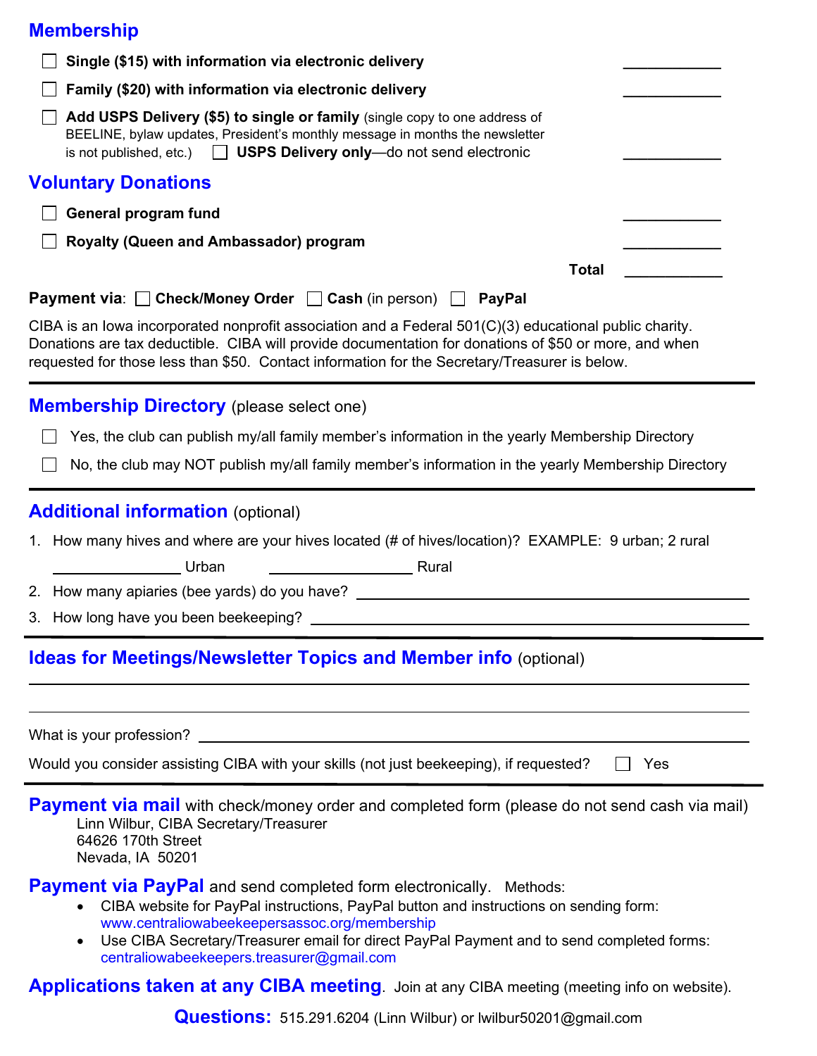## Membership

- ☐ **Single ($15) with information via electronic delivery** \_\_\_\_\_\_\_\_\_\_
- ☐ **Family ($20) with information via electronic delivery** \_\_\_\_\_\_\_\_\_\_
- ☐ **Add USPS Delivery ($5) to single or family** (single copy to one address of BEELINE, bylaw updates, President's monthly message in months the newsletter is not published, etc.) ☐ **USPS Delivery only**—do not send electronic \_\_\_\_\_\_\_\_\_\_

## Voluntary Donations

- ☐ **General program fund** \_\_\_\_\_\_\_\_\_\_
- ☐ **Royalty (Queen and Ambassador) program** \_\_\_\_\_\_\_\_\_\_

**Total** \_\_\_\_\_\_\_\_\_\_

**Payment via**: ☐ **Check/Money Order** ☐ **Cash** (in person) ☐ **PayPal**

CIBA is an Iowa incorporated nonprofit association and a Federal 501(C)(3) educational public charity. Donations are tax deductible. CIBA will provide documentation for donations of $50 or more, and when requested for those less than $50. Contact information for the Secretary/Treasurer is below.

---

## Membership Directory (please select one)

- ☐ Yes, the club can publish my/all family member's information in the yearly Membership Directory
- ☐ No, the club may NOT publish my/all family member's information in the yearly Membership Directory

---

## Additional information (optional)

1. How many hives and where are your hives located (# of hives/location)? EXAMPLE: 9 urban; 2 rural

   \_\_\_\_\_\_\_\_\_\_ Urban \_\_\_\_\_\_\_\_\_\_ Rural

2. How many apiaries (bee yards) do you have? \_\_\_\_\_\_\_\_\_\_\_\_\_\_\_\_\_\_\_\_
3. How long have you been beekeeping? \_\_\_\_\_\_\_\_\_\_\_\_\_\_\_\_\_\_\_\_

---

## Ideas for Meetings/Newsletter Topics and Member info (optional)

\_\_\_\_\_\_\_\_\_\_\_\_\_\_\_\_\_\_\_\_\_\_\_\_\_\_\_\_\_\_\_\_\_\_\_\_\_\_\_\_

\_\_\_\_\_\_\_\_\_\_\_\_\_\_\_\_\_\_\_\_\_\_\_\_\_\_\_\_\_\_\_\_\_\_\_\_\_\_\_\_

What is your profession? \_\_\_\_\_\_\_\_\_\_\_\_\_\_\_\_\_\_\_\_

Would you consider assisting CIBA with your skills (not just beekeeping), if requested? ☐ Yes

---

## Payment via mail with check/money order and completed form (please do not send cash via mail)

Linn Wilbur, CIBA Secretary/Treasurer
64626 170th Street
Nevada, IA 50201

## Payment via PayPal and send completed form electronically. Methods:

- CIBA website for PayPal instructions, PayPal button and instructions on sending form: www.centraliowabeekeepersassoc.org/membership
- Use CIBA Secretary/Treasurer email for direct PayPal Payment and to send completed forms: centraliowabeekeepers.treasurer@gmail.com

## Applications taken at any CIBA meeting. Join at any CIBA meeting (meeting info on website).

**Questions:** 515.291.6204 (Linn Wilbur) or lwilbur50201@gmail.com